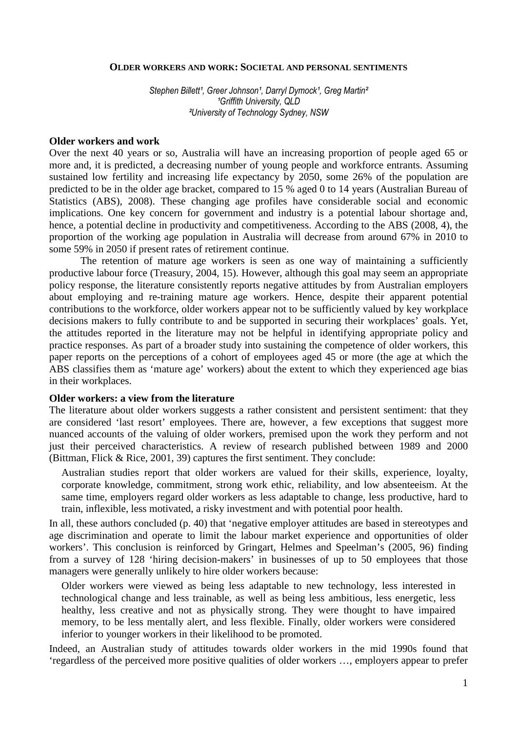# Older workers and work: Societal and personal sentiments

*Stephen Billett[1], Greer Johnson[1], Darryl Dymock[1], Greg Martin[2]*
*[1]Griffith University, QLD*
*[2]University of Technology Sydney, NSW*

## Older workers and work

Over the next 40 years or so, Australia will have an increasing proportion of people aged 65 or more and, it is predicted, a decreasing number of young people and workforce entrants. Assuming sustained low fertility and increasing life expectancy by 2050, some 26% of the population are predicted to be in the older age bracket, compared to 15 % aged 0 to 14 years (Australian Bureau of Statistics (ABS), 2008). These changing age profiles have considerable social and economic implications. One key concern for government and industry is a potential labour shortage and, hence, a potential decline in productivity and competitiveness. According to the ABS (2008, 4), the proportion of the working age population in Australia will decrease from around 67% in 2010 to some 59% in 2050 if present rates of retirement continue.

The retention of mature age workers is seen as one way of maintaining a sufficiently productive labour force (Treasury, 2004, 15). However, although this goal may seem an appropriate policy response, the literature consistently reports negative attitudes by from Australian employers about employing and re-training mature age workers. Hence, despite their apparent potential contributions to the workforce, older workers appear not to be sufficiently valued by key workplace decisions makers to fully contribute to and be supported in securing their workplaces' goals. Yet, the attitudes reported in the literature may not be helpful in identifying appropriate policy and practice responses. As part of a broader study into sustaining the competence of older workers, this paper reports on the perceptions of a cohort of employees aged 45 or more (the age at which the ABS classifies them as 'mature age' workers) about the extent to which they experienced age bias in their workplaces.

## Older workers: a view from the literature

The literature about older workers suggests a rather consistent and persistent sentiment: that they are considered 'last resort' employees. There are, however, a few exceptions that suggest more nuanced accounts of the valuing of older workers, premised upon the work they perform and not just their perceived characteristics. A review of research published between 1989 and 2000 (Bittman, Flick & Rice, 2001, 39) captures the first sentiment. They conclude:

> Australian studies report that older workers are valued for their skills, experience, loyalty, corporate knowledge, commitment, strong work ethic, reliability, and low absenteeism. At the same time, employers regard older workers as less adaptable to change, less productive, hard to train, inflexible, less motivated, a risky investment and with potential poor health.

In all, these authors concluded (p. 40) that 'negative employer attitudes are based in stereotypes and age discrimination and operate to limit the labour market experience and opportunities of older workers'. This conclusion is reinforced by Gringart, Helmes and Speelman's (2005, 96) finding from a survey of 128 'hiring decision-makers' in businesses of up to 50 employees that those managers were generally unlikely to hire older workers because:

> Older workers were viewed as being less adaptable to new technology, less interested in technological change and less trainable, as well as being less ambitious, less energetic, less healthy, less creative and not as physically strong. They were thought to have impaired memory, to be less mentally alert, and less flexible. Finally, older workers were considered inferior to younger workers in their likelihood to be promoted.

Indeed, an Australian study of attitudes towards older workers in the mid 1990s found that 'regardless of the perceived more positive qualities of older workers …, employers appear to prefer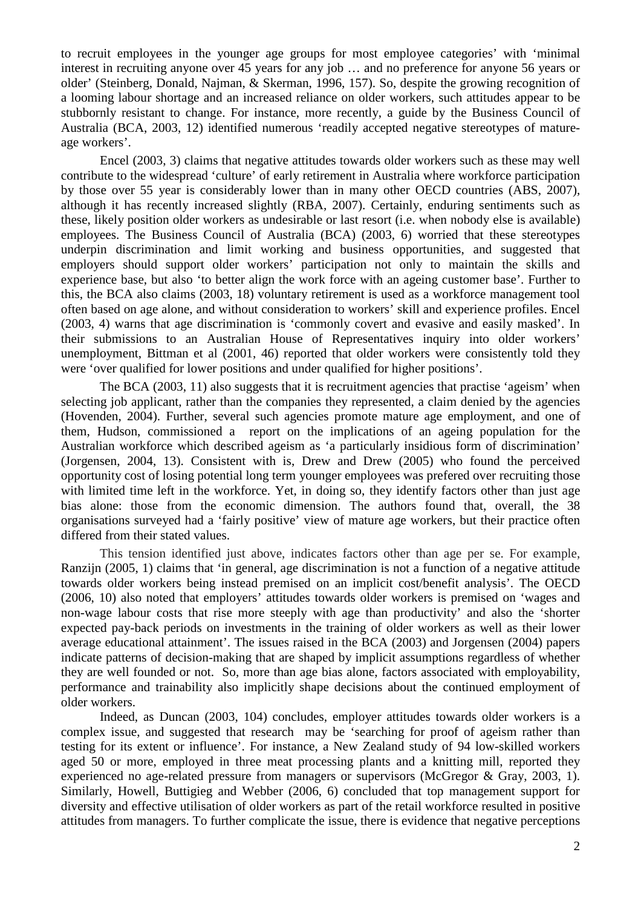to recruit employees in the younger age groups for most employee categories' with 'minimal interest in recruiting anyone over 45 years for any job … and no preference for anyone 56 years or older' (Steinberg, Donald, Najman, & Skerman, 1996, 157). So, despite the growing recognition of a looming labour shortage and an increased reliance on older workers, such attitudes appear to be stubbornly resistant to change. For instance, more recently, a guide by the Business Council of Australia (BCA, 2003, 12) identified numerous 'readily accepted negative stereotypes of mature-age workers'.

Encel (2003, 3) claims that negative attitudes towards older workers such as these may well contribute to the widespread 'culture' of early retirement in Australia where workforce participation by those over 55 year is considerably lower than in many other OECD countries (ABS, 2007), although it has recently increased slightly (RBA, 2007). Certainly, enduring sentiments such as these, likely position older workers as undesirable or last resort (i.e. when nobody else is available) employees. The Business Council of Australia (BCA) (2003, 6) worried that these stereotypes underpin discrimination and limit working and business opportunities, and suggested that employers should support older workers' participation not only to maintain the skills and experience base, but also 'to better align the work force with an ageing customer base'. Further to this, the BCA also claims (2003, 18) voluntary retirement is used as a workforce management tool often based on age alone, and without consideration to workers' skill and experience profiles. Encel (2003, 4) warns that age discrimination is 'commonly covert and evasive and easily masked'. In their submissions to an Australian House of Representatives inquiry into older workers' unemployment, Bittman et al (2001, 46) reported that older workers were consistently told they were 'over qualified for lower positions and under qualified for higher positions'.

The BCA (2003, 11) also suggests that it is recruitment agencies that practise 'ageism' when selecting job applicant, rather than the companies they represented, a claim denied by the agencies (Hovenden, 2004). Further, several such agencies promote mature age employment, and one of them, Hudson, commissioned a report on the implications of an ageing population for the Australian workforce which described ageism as 'a particularly insidious form of discrimination' (Jorgensen, 2004, 13). Consistent with is, Drew and Drew (2005) who found the perceived opportunity cost of losing potential long term younger employees was prefered over recruiting those with limited time left in the workforce. Yet, in doing so, they identify factors other than just age bias alone: those from the economic dimension. The authors found that, overall, the 38 organisations surveyed had a 'fairly positive' view of mature age workers, but their practice often differed from their stated values.

This tension identified just above, indicates factors other than age per se. For example, Ranzijn (2005, 1) claims that 'in general, age discrimination is not a function of a negative attitude towards older workers being instead premised on an implicit cost/benefit analysis'. The OECD (2006, 10) also noted that employers' attitudes towards older workers is premised on 'wages and non-wage labour costs that rise more steeply with age than productivity' and also the 'shorter expected pay-back periods on investments in the training of older workers as well as their lower average educational attainment'. The issues raised in the BCA (2003) and Jorgensen (2004) papers indicate patterns of decision-making that are shaped by implicit assumptions regardless of whether they are well founded or not. So, more than age bias alone, factors associated with employability, performance and trainability also implicitly shape decisions about the continued employment of older workers.

Indeed, as Duncan (2003, 104) concludes, employer attitudes towards older workers is a complex issue, and suggested that research may be 'searching for proof of ageism rather than testing for its extent or influence'. For instance, a New Zealand study of 94 low-skilled workers aged 50 or more, employed in three meat processing plants and a knitting mill, reported they experienced no age-related pressure from managers or supervisors (McGregor & Gray, 2003, 1). Similarly, Howell, Buttigieg and Webber (2006, 6) concluded that top management support for diversity and effective utilisation of older workers as part of the retail workforce resulted in positive attitudes from managers. To further complicate the issue, there is evidence that negative perceptions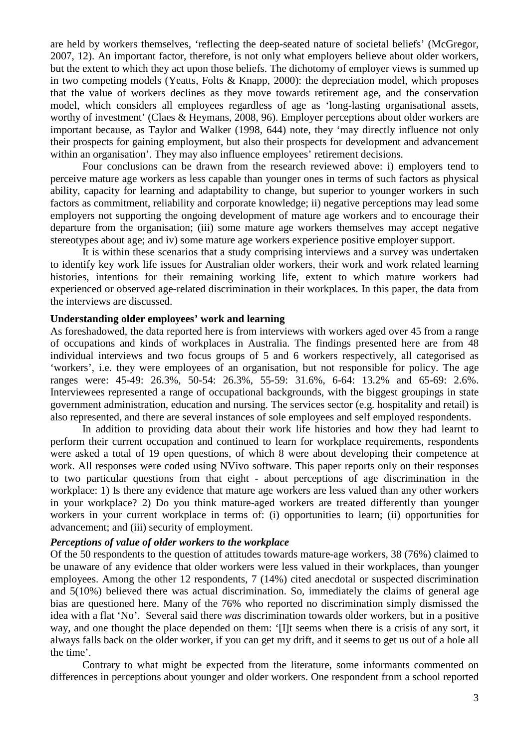are held by workers themselves, 'reflecting the deep-seated nature of societal beliefs' (McGregor, 2007, 12). An important factor, therefore, is not only what employers believe about older workers, but the extent to which they act upon those beliefs. The dichotomy of employer views is summed up in two competing models (Yeatts, Folts & Knapp, 2000): the depreciation model, which proposes that the value of workers declines as they move towards retirement age, and the conservation model, which considers all employees regardless of age as 'long-lasting organisational assets, worthy of investment' (Claes & Heymans, 2008, 96). Employer perceptions about older workers are important because, as Taylor and Walker (1998, 644) note, they 'may directly influence not only their prospects for gaining employment, but also their prospects for development and advancement within an organisation'. They may also influence employees' retirement decisions.

Four conclusions can be drawn from the research reviewed above: i) employers tend to perceive mature age workers as less capable than younger ones in terms of such factors as physical ability, capacity for learning and adaptability to change, but superior to younger workers in such factors as commitment, reliability and corporate knowledge; ii) negative perceptions may lead some employers not supporting the ongoing development of mature age workers and to encourage their departure from the organisation; (iii) some mature age workers themselves may accept negative stereotypes about age; and iv) some mature age workers experience positive employer support.

It is within these scenarios that a study comprising interviews and a survey was undertaken to identify key work life issues for Australian older workers, their work and work related learning histories, intentions for their remaining working life, extent to which mature workers had experienced or observed age-related discrimination in their workplaces. In this paper, the data from the interviews are discussed.

## Understanding older employees' work and learning

As foreshadowed, the data reported here is from interviews with workers aged over 45 from a range of occupations and kinds of workplaces in Australia. The findings presented here are from 48 individual interviews and two focus groups of 5 and 6 workers respectively, all categorised as 'workers', i.e. they were employees of an organisation, but not responsible for policy. The age ranges were: 45-49: 26.3%, 50-54: 26.3%, 55-59: 31.6%, 6-64: 13.2% and 65-69: 2.6%. Interviewees represented a range of occupational backgrounds, with the biggest groupings in state government administration, education and nursing. The services sector (e.g. hospitality and retail) is also represented, and there are several instances of sole employees and self employed respondents.

In addition to providing data about their work life histories and how they had learnt to perform their current occupation and continued to learn for workplace requirements, respondents were asked a total of 19 open questions, of which 8 were about developing their competence at work. All responses were coded using NVivo software. This paper reports only on their responses to two particular questions from that eight - about perceptions of age discrimination in the workplace: 1) Is there any evidence that mature age workers are less valued than any other workers in your workplace? 2) Do you think mature-aged workers are treated differently than younger workers in your current workplace in terms of: (i) opportunities to learn; (ii) opportunities for advancement; and (iii) security of employment.

### *Perceptions of value of older workers to the workplace*

Of the 50 respondents to the question of attitudes towards mature-age workers, 38 (76%) claimed to be unaware of any evidence that older workers were less valued in their workplaces, than younger employees. Among the other 12 respondents, 7 (14%) cited anecdotal or suspected discrimination and 5(10%) believed there was actual discrimination. So, immediately the claims of general age bias are questioned here. Many of the 76% who reported no discrimination simply dismissed the idea with a flat 'No'. Several said there *was* discrimination towards older workers, but in a positive way, and one thought the place depended on them: '[I]t seems when there is a crisis of any sort, it always falls back on the older worker, if you can get my drift, and it seems to get us out of a hole all the time'.

Contrary to what might be expected from the literature, some informants commented on differences in perceptions about younger and older workers. One respondent from a school reported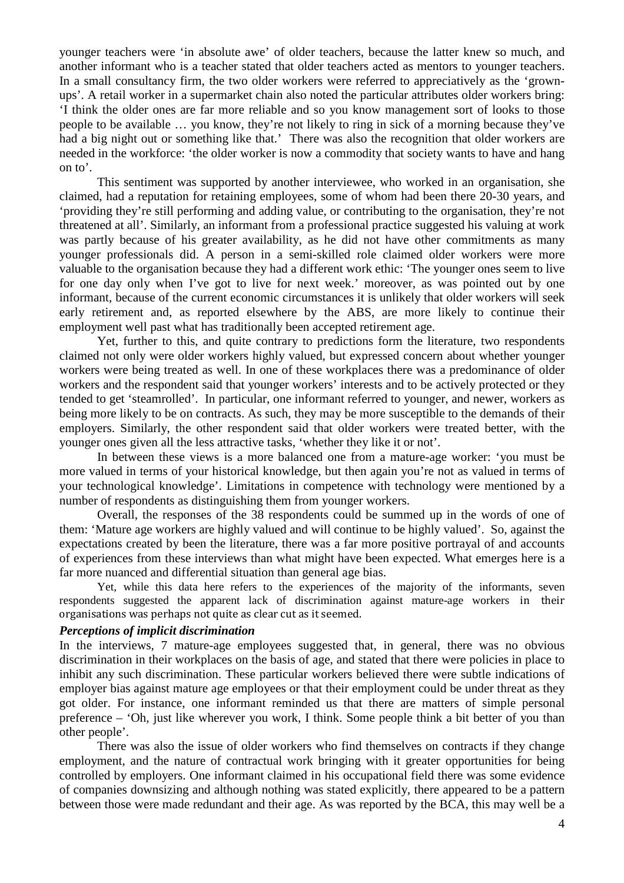younger teachers were 'in absolute awe' of older teachers, because the latter knew so much, and another informant who is a teacher stated that older teachers acted as mentors to younger teachers. In a small consultancy firm, the two older workers were referred to appreciatively as the 'grown-ups'. A retail worker in a supermarket chain also noted the particular attributes older workers bring: 'I think the older ones are far more reliable and so you know management sort of looks to those people to be available … you know, they're not likely to ring in sick of a morning because they've had a big night out or something like that.' There was also the recognition that older workers are needed in the workforce: 'the older worker is now a commodity that society wants to have and hang on to'.

This sentiment was supported by another interviewee, who worked in an organisation, she claimed, had a reputation for retaining employees, some of whom had been there 20-30 years, and 'providing they're still performing and adding value, or contributing to the organisation, they're not threatened at all'. Similarly, an informant from a professional practice suggested his valuing at work was partly because of his greater availability, as he did not have other commitments as many younger professionals did. A person in a semi-skilled role claimed older workers were more valuable to the organisation because they had a different work ethic: 'The younger ones seem to live for one day only when I've got to live for next week.' moreover, as was pointed out by one informant, because of the current economic circumstances it is unlikely that older workers will seek early retirement and, as reported elsewhere by the ABS, are more likely to continue their employment well past what has traditionally been accepted retirement age.

Yet, further to this, and quite contrary to predictions form the literature, two respondents claimed not only were older workers highly valued, but expressed concern about whether younger workers were being treated as well. In one of these workplaces there was a predominance of older workers and the respondent said that younger workers' interests and to be actively protected or they tended to get 'steamrolled'. In particular, one informant referred to younger, and newer, workers as being more likely to be on contracts. As such, they may be more susceptible to the demands of their employers. Similarly, the other respondent said that older workers were treated better, with the younger ones given all the less attractive tasks, 'whether they like it or not'.

In between these views is a more balanced one from a mature-age worker: 'you must be more valued in terms of your historical knowledge, but then again you're not as valued in terms of your technological knowledge'. Limitations in competence with technology were mentioned by a number of respondents as distinguishing them from younger workers.

Overall, the responses of the 38 respondents could be summed up in the words of one of them: 'Mature age workers are highly valued and will continue to be highly valued'. So, against the expectations created by been the literature, there was a far more positive portrayal of and accounts of experiences from these interviews than what might have been expected. What emerges here is a far more nuanced and differential situation than general age bias.

Yet, while this data here refers to the experiences of the majority of the informants, seven respondents suggested the apparent lack of discrimination against mature-age workers in their organisations was perhaps not quite as clear cut as it seemed.

### *Perceptions of implicit discrimination*

In the interviews, 7 mature-age employees suggested that, in general, there was no obvious discrimination in their workplaces on the basis of age, and stated that there were policies in place to inhibit any such discrimination. These particular workers believed there were subtle indications of employer bias against mature age employees or that their employment could be under threat as they got older. For instance, one informant reminded us that there are matters of simple personal preference – 'Oh, just like wherever you work, I think. Some people think a bit better of you than other people'.

There was also the issue of older workers who find themselves on contracts if they change employment, and the nature of contractual work bringing with it greater opportunities for being controlled by employers. One informant claimed in his occupational field there was some evidence of companies downsizing and although nothing was stated explicitly, there appeared to be a pattern between those were made redundant and their age. As was reported by the BCA, this may well be a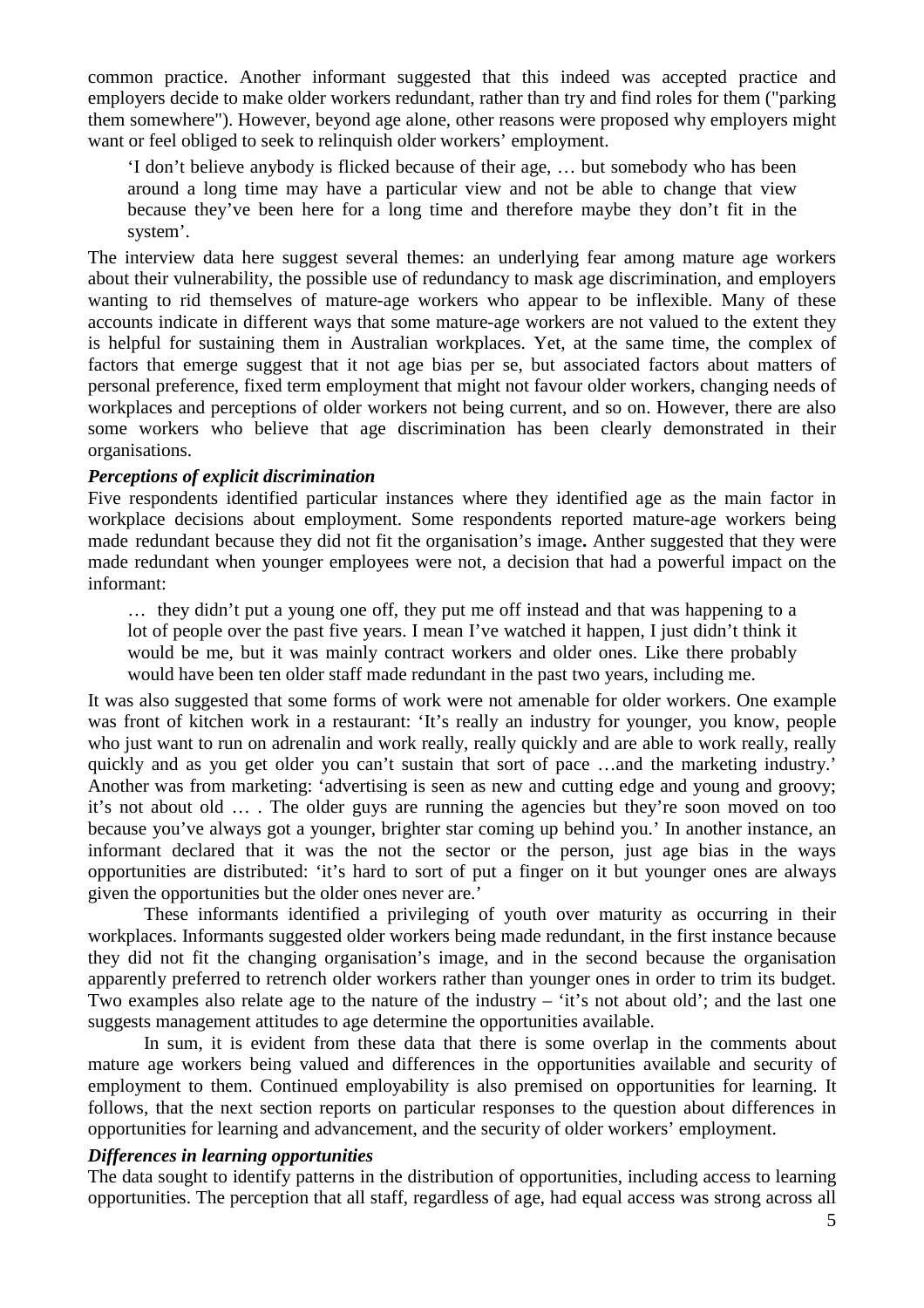common practice. Another informant suggested that this indeed was accepted practice and employers decide to make older workers redundant, rather than try and find roles for them ("parking them somewhere"). However, beyond age alone, other reasons were proposed why employers might want or feel obliged to seek to relinquish older workers' employment.

> 'I don't believe anybody is flicked because of their age, … but somebody who has been around a long time may have a particular view and not be able to change that view because they've been here for a long time and therefore maybe they don't fit in the system'.

The interview data here suggest several themes: an underlying fear among mature age workers about their vulnerability, the possible use of redundancy to mask age discrimination, and employers wanting to rid themselves of mature-age workers who appear to be inflexible. Many of these accounts indicate in different ways that some mature-age workers are not valued to the extent they is helpful for sustaining them in Australian workplaces. Yet, at the same time, the complex of factors that emerge suggest that it not age bias per se, but associated factors about matters of personal preference, fixed term employment that might not favour older workers, changing needs of workplaces and perceptions of older workers not being current, and so on. However, there are also some workers who believe that age discrimination has been clearly demonstrated in their organisations.

***Perceptions of explicit discrimination***

Five respondents identified particular instances where they identified age as the main factor in workplace decisions about employment. Some respondents reported mature-age workers being made redundant because they did not fit the organisation's image**.** Anther suggested that they were made redundant when younger employees were not, a decision that had a powerful impact on the informant:

> … they didn't put a young one off, they put me off instead and that was happening to a lot of people over the past five years. I mean I've watched it happen, I just didn't think it would be me, but it was mainly contract workers and older ones. Like there probably would have been ten older staff made redundant in the past two years, including me.

It was also suggested that some forms of work were not amenable for older workers. One example was front of kitchen work in a restaurant: 'It's really an industry for younger, you know, people who just want to run on adrenalin and work really, really quickly and are able to work really, really quickly and as you get older you can't sustain that sort of pace …and the marketing industry.' Another was from marketing: 'advertising is seen as new and cutting edge and young and groovy; it's not about old … . The older guys are running the agencies but they're soon moved on too because you've always got a younger, brighter star coming up behind you.' In another instance, an informant declared that it was the not the sector or the person, just age bias in the ways opportunities are distributed: 'it's hard to sort of put a finger on it but younger ones are always given the opportunities but the older ones never are.'

These informants identified a privileging of youth over maturity as occurring in their workplaces. Informants suggested older workers being made redundant, in the first instance because they did not fit the changing organisation's image, and in the second because the organisation apparently preferred to retrench older workers rather than younger ones in order to trim its budget. Two examples also relate age to the nature of the industry – 'it's not about old'; and the last one suggests management attitudes to age determine the opportunities available.

In sum, it is evident from these data that there is some overlap in the comments about mature age workers being valued and differences in the opportunities available and security of employment to them. Continued employability is also premised on opportunities for learning. It follows, that the next section reports on particular responses to the question about differences in opportunities for learning and advancement, and the security of older workers' employment.

***Differences in learning opportunities***

The data sought to identify patterns in the distribution of opportunities, including access to learning opportunities. The perception that all staff, regardless of age, had equal access was strong across all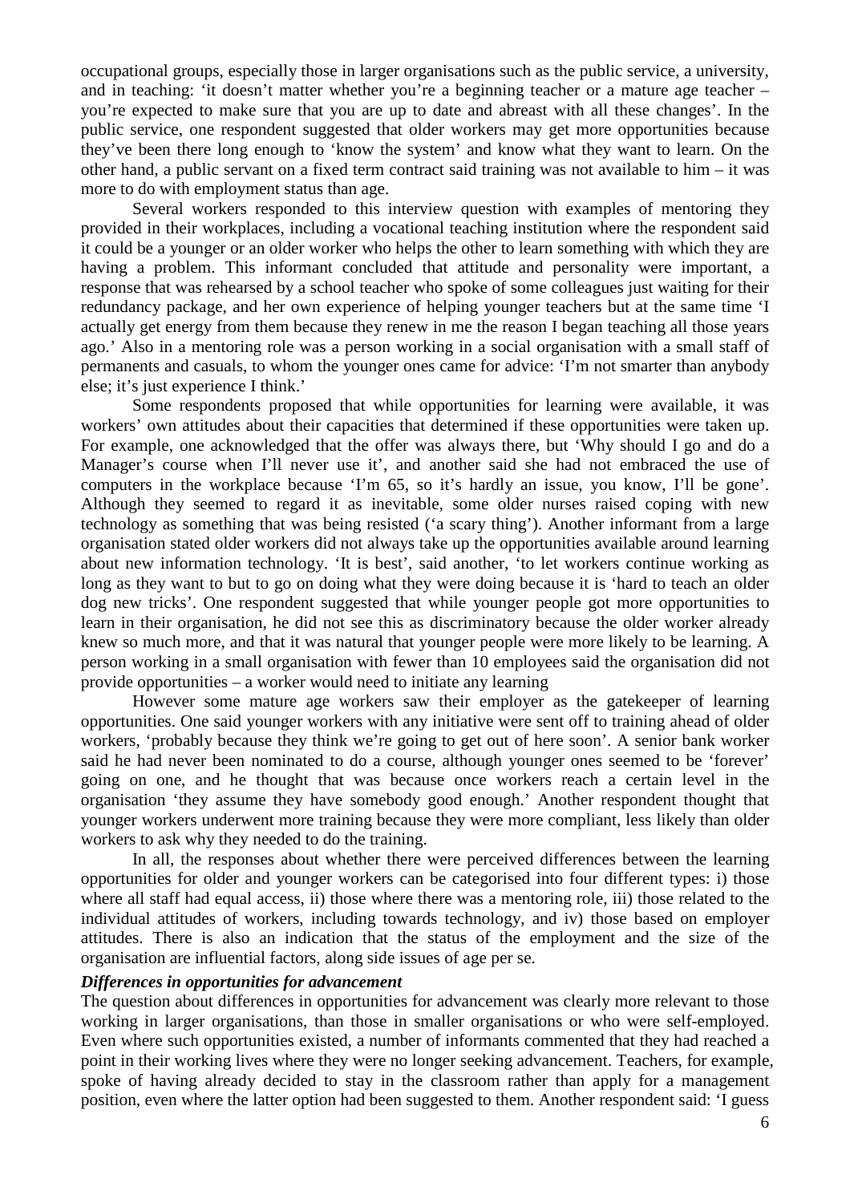occupational groups, especially those in larger organisations such as the public service, a university, and in teaching: 'it doesn't matter whether you're a beginning teacher or a mature age teacher – you're expected to make sure that you are up to date and abreast with all these changes'. In the public service, one respondent suggested that older workers may get more opportunities because they've been there long enough to 'know the system' and know what they want to learn. On the other hand, a public servant on a fixed term contract said training was not available to him – it was more to do with employment status than age.

Several workers responded to this interview question with examples of mentoring they provided in their workplaces, including a vocational teaching institution where the respondent said it could be a younger or an older worker who helps the other to learn something with which they are having a problem. This informant concluded that attitude and personality were important, a response that was rehearsed by a school teacher who spoke of some colleagues just waiting for their redundancy package, and her own experience of helping younger teachers but at the same time 'I actually get energy from them because they renew in me the reason I began teaching all those years ago.' Also in a mentoring role was a person working in a social organisation with a small staff of permanents and casuals, to whom the younger ones came for advice: 'I'm not smarter than anybody else; it's just experience I think.'

Some respondents proposed that while opportunities for learning were available, it was workers' own attitudes about their capacities that determined if these opportunities were taken up. For example, one acknowledged that the offer was always there, but 'Why should I go and do a Manager's course when I'll never use it', and another said she had not embraced the use of computers in the workplace because 'I'm 65, so it's hardly an issue, you know, I'll be gone'. Although they seemed to regard it as inevitable, some older nurses raised coping with new technology as something that was being resisted ('a scary thing'). Another informant from a large organisation stated older workers did not always take up the opportunities available around learning about new information technology. 'It is best', said another, 'to let workers continue working as long as they want to but to go on doing what they were doing because it is 'hard to teach an older dog new tricks'. One respondent suggested that while younger people got more opportunities to learn in their organisation, he did not see this as discriminatory because the older worker already knew so much more, and that it was natural that younger people were more likely to be learning. A person working in a small organisation with fewer than 10 employees said the organisation did not provide opportunities – a worker would need to initiate any learning

However some mature age workers saw their employer as the gatekeeper of learning opportunities. One said younger workers with any initiative were sent off to training ahead of older workers, 'probably because they think we're going to get out of here soon'. A senior bank worker said he had never been nominated to do a course, although younger ones seemed to be 'forever' going on one, and he thought that was because once workers reach a certain level in the organisation 'they assume they have somebody good enough.' Another respondent thought that younger workers underwent more training because they were more compliant, less likely than older workers to ask why they needed to do the training.

In all, the responses about whether there were perceived differences between the learning opportunities for older and younger workers can be categorised into four different types: i) those where all staff had equal access, ii) those where there was a mentoring role, iii) those related to the individual attitudes of workers, including towards technology, and iv) those based on employer attitudes. There is also an indication that the status of the employment and the size of the organisation are influential factors, along side issues of age per se.

***Differences in opportunities for advancement***

The question about differences in opportunities for advancement was clearly more relevant to those working in larger organisations, than those in smaller organisations or who were self-employed. Even where such opportunities existed, a number of informants commented that they had reached a point in their working lives where they were no longer seeking advancement. Teachers, for example, spoke of having already decided to stay in the classroom rather than apply for a management position, even where the latter option had been suggested to them. Another respondent said: 'I guess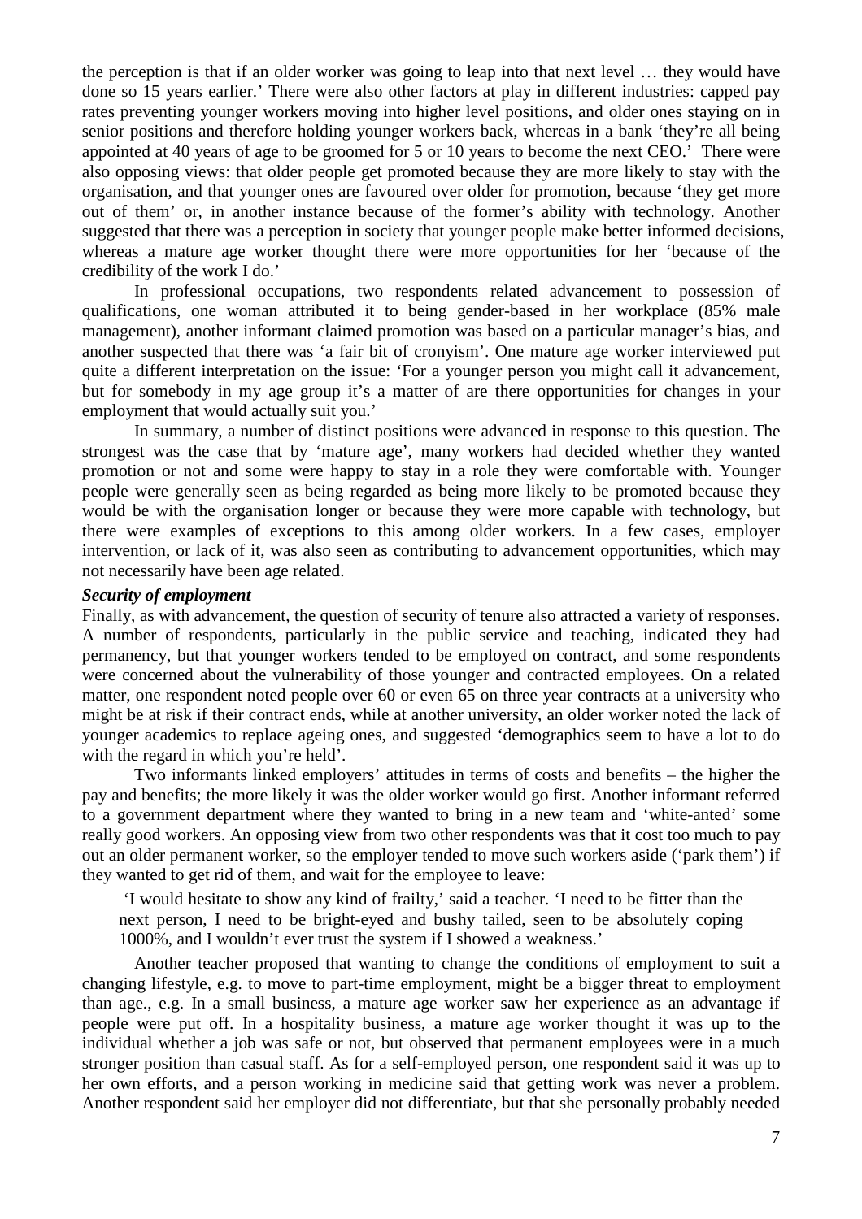the perception is that if an older worker was going to leap into that next level … they would have done so 15 years earlier.' There were also other factors at play in different industries: capped pay rates preventing younger workers moving into higher level positions, and older ones staying on in senior positions and therefore holding younger workers back, whereas in a bank 'they're all being appointed at 40 years of age to be groomed for 5 or 10 years to become the next CEO.' There were also opposing views: that older people get promoted because they are more likely to stay with the organisation, and that younger ones are favoured over older for promotion, because 'they get more out of them' or, in another instance because of the former's ability with technology. Another suggested that there was a perception in society that younger people make better informed decisions, whereas a mature age worker thought there were more opportunities for her 'because of the credibility of the work I do.'

In professional occupations, two respondents related advancement to possession of qualifications, one woman attributed it to being gender-based in her workplace (85% male management), another informant claimed promotion was based on a particular manager's bias, and another suspected that there was 'a fair bit of cronyism'. One mature age worker interviewed put quite a different interpretation on the issue: 'For a younger person you might call it advancement, but for somebody in my age group it's a matter of are there opportunities for changes in your employment that would actually suit you.'

In summary, a number of distinct positions were advanced in response to this question. The strongest was the case that by 'mature age', many workers had decided whether they wanted promotion or not and some were happy to stay in a role they were comfortable with. Younger people were generally seen as being regarded as being more likely to be promoted because they would be with the organisation longer or because they were more capable with technology, but there were examples of exceptions to this among older workers. In a few cases, employer intervention, or lack of it, was also seen as contributing to advancement opportunities, which may not necessarily have been age related.

***Security of employment***

Finally, as with advancement, the question of security of tenure also attracted a variety of responses. A number of respondents, particularly in the public service and teaching, indicated they had permanency, but that younger workers tended to be employed on contract, and some respondents were concerned about the vulnerability of those younger and contracted employees. On a related matter, one respondent noted people over 60 or even 65 on three year contracts at a university who might be at risk if their contract ends, while at another university, an older worker noted the lack of younger academics to replace ageing ones, and suggested 'demographics seem to have a lot to do with the regard in which you're held'.

Two informants linked employers' attitudes in terms of costs and benefits – the higher the pay and benefits; the more likely it was the older worker would go first. Another informant referred to a government department where they wanted to bring in a new team and 'white-anted' some really good workers. An opposing view from two other respondents was that it cost too much to pay out an older permanent worker, so the employer tended to move such workers aside ('park them') if they wanted to get rid of them, and wait for the employee to leave:

> 'I would hesitate to show any kind of frailty,' said a teacher. 'I need to be fitter than the next person, I need to be bright-eyed and bushy tailed, seen to be absolutely coping 1000%, and I wouldn't ever trust the system if I showed a weakness.'

Another teacher proposed that wanting to change the conditions of employment to suit a changing lifestyle, e.g. to move to part-time employment, might be a bigger threat to employment than age., e.g. In a small business, a mature age worker saw her experience as an advantage if people were put off. In a hospitality business, a mature age worker thought it was up to the individual whether a job was safe or not, but observed that permanent employees were in a much stronger position than casual staff. As for a self-employed person, one respondent said it was up to her own efforts, and a person working in medicine said that getting work was never a problem. Another respondent said her employer did not differentiate, but that she personally probably needed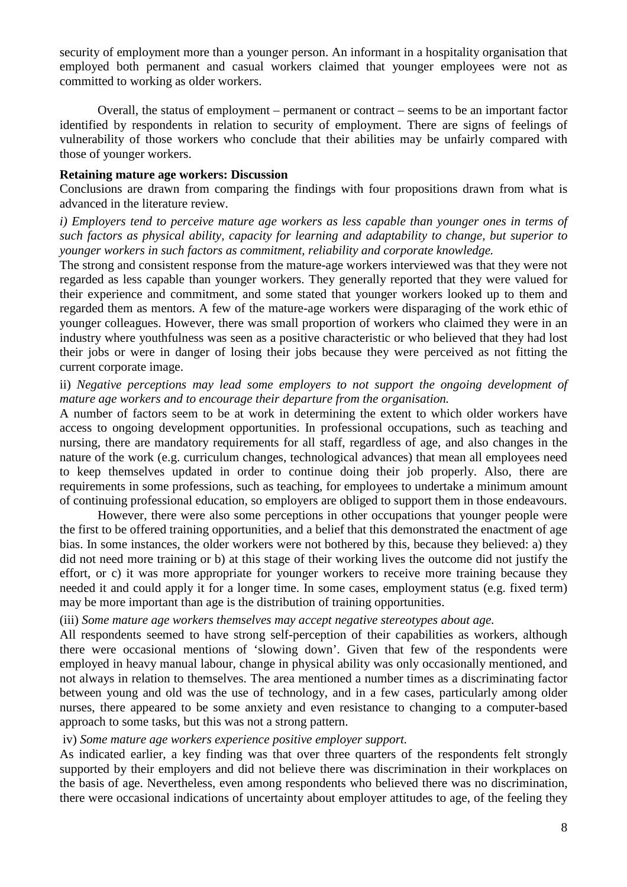security of employment more than a younger person. An informant in a hospitality organisation that employed both permanent and casual workers claimed that younger employees were not as committed to working as older workers.

Overall, the status of employment – permanent or contract – seems to be an important factor identified by respondents in relation to security of employment. There are signs of feelings of vulnerability of those workers who conclude that their abilities may be unfairly compared with those of younger workers.

**Retaining mature age workers: Discussion**

Conclusions are drawn from comparing the findings with four propositions drawn from what is advanced in the literature review.

*i) Employers tend to perceive mature age workers as less capable than younger ones in terms of such factors as physical ability, capacity for learning and adaptability to change, but superior to younger workers in such factors as commitment, reliability and corporate knowledge.*

The strong and consistent response from the mature-age workers interviewed was that they were not regarded as less capable than younger workers. They generally reported that they were valued for their experience and commitment, and some stated that younger workers looked up to them and regarded them as mentors. A few of the mature-age workers were disparaging of the work ethic of younger colleagues. However, there was small proportion of workers who claimed they were in an industry where youthfulness was seen as a positive characteristic or who believed that they had lost their jobs or were in danger of losing their jobs because they were perceived as not fitting the current corporate image.

ii) *Negative perceptions may lead some employers to not support the ongoing development of mature age workers and to encourage their departure from the organisation.*

A number of factors seem to be at work in determining the extent to which older workers have access to ongoing development opportunities. In professional occupations, such as teaching and nursing, there are mandatory requirements for all staff, regardless of age, and also changes in the nature of the work (e.g. curriculum changes, technological advances) that mean all employees need to keep themselves updated in order to continue doing their job properly. Also, there are requirements in some professions, such as teaching, for employees to undertake a minimum amount of continuing professional education, so employers are obliged to support them in those endeavours.

However, there were also some perceptions in other occupations that younger people were the first to be offered training opportunities, and a belief that this demonstrated the enactment of age bias. In some instances, the older workers were not bothered by this, because they believed: a) they did not need more training or b) at this stage of their working lives the outcome did not justify the effort, or c) it was more appropriate for younger workers to receive more training because they needed it and could apply it for a longer time. In some cases, employment status (e.g. fixed term) may be more important than age is the distribution of training opportunities.

(iii) *Some mature age workers themselves may accept negative stereotypes about age.*

All respondents seemed to have strong self-perception of their capabilities as workers, although there were occasional mentions of 'slowing down'. Given that few of the respondents were employed in heavy manual labour, change in physical ability was only occasionally mentioned, and not always in relation to themselves. The area mentioned a number times as a discriminating factor between young and old was the use of technology, and in a few cases, particularly among older nurses, there appeared to be some anxiety and even resistance to changing to a computer-based approach to some tasks, but this was not a strong pattern.

iv) *Some mature age workers experience positive employer support.*

As indicated earlier, a key finding was that over three quarters of the respondents felt strongly supported by their employers and did not believe there was discrimination in their workplaces on the basis of age. Nevertheless, even among respondents who believed there was no discrimination, there were occasional indications of uncertainty about employer attitudes to age, of the feeling they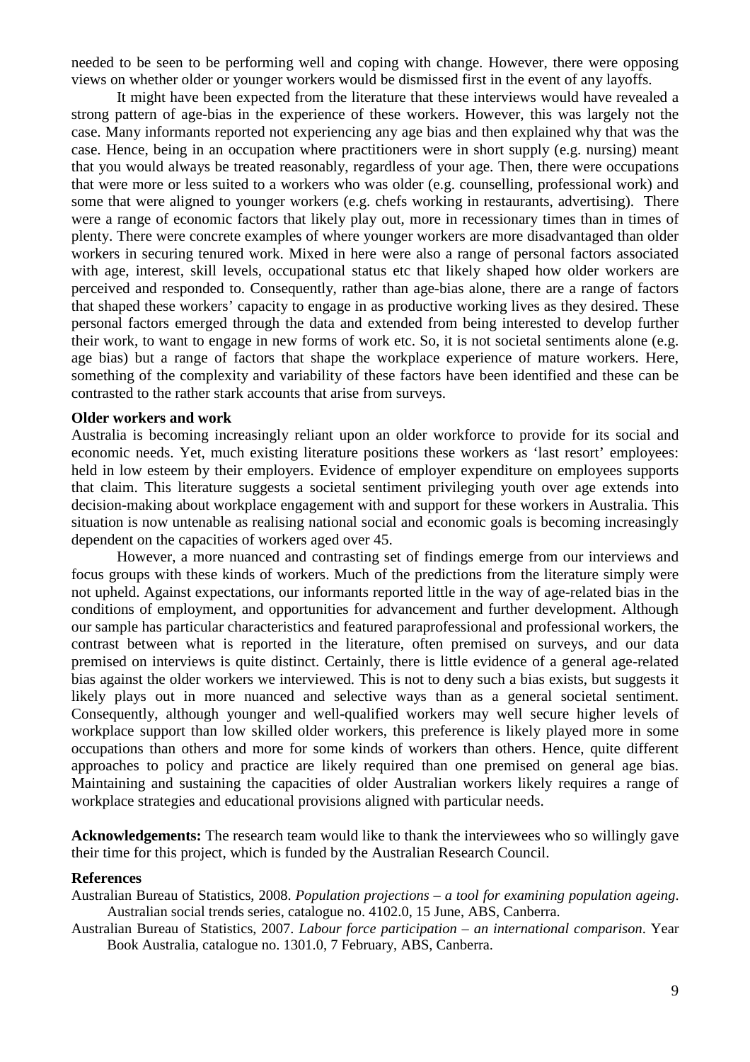needed to be seen to be performing well and coping with change. However, there were opposing views on whether older or younger workers would be dismissed first in the event of any layoffs.

It might have been expected from the literature that these interviews would have revealed a strong pattern of age-bias in the experience of these workers. However, this was largely not the case. Many informants reported not experiencing any age bias and then explained why that was the case. Hence, being in an occupation where practitioners were in short supply (e.g. nursing) meant that you would always be treated reasonably, regardless of your age. Then, there were occupations that were more or less suited to a workers who was older (e.g. counselling, professional work) and some that were aligned to younger workers (e.g. chefs working in restaurants, advertising). There were a range of economic factors that likely play out, more in recessionary times than in times of plenty. There were concrete examples of where younger workers are more disadvantaged than older workers in securing tenured work. Mixed in here were also a range of personal factors associated with age, interest, skill levels, occupational status etc that likely shaped how older workers are perceived and responded to. Consequently, rather than age-bias alone, there are a range of factors that shaped these workers' capacity to engage in as productive working lives as they desired. These personal factors emerged through the data and extended from being interested to develop further their work, to want to engage in new forms of work etc. So, it is not societal sentiments alone (e.g. age bias) but a range of factors that shape the workplace experience of mature workers. Here, something of the complexity and variability of these factors have been identified and these can be contrasted to the rather stark accounts that arise from surveys.

**Older workers and work**

Australia is becoming increasingly reliant upon an older workforce to provide for its social and economic needs. Yet, much existing literature positions these workers as 'last resort' employees: held in low esteem by their employers. Evidence of employer expenditure on employees supports that claim. This literature suggests a societal sentiment privileging youth over age extends into decision-making about workplace engagement with and support for these workers in Australia. This situation is now untenable as realising national social and economic goals is becoming increasingly dependent on the capacities of workers aged over 45.

However, a more nuanced and contrasting set of findings emerge from our interviews and focus groups with these kinds of workers. Much of the predictions from the literature simply were not upheld. Against expectations, our informants reported little in the way of age-related bias in the conditions of employment, and opportunities for advancement and further development. Although our sample has particular characteristics and featured paraprofessional and professional workers, the contrast between what is reported in the literature, often premised on surveys, and our data premised on interviews is quite distinct. Certainly, there is little evidence of a general age-related bias against the older workers we interviewed. This is not to deny such a bias exists, but suggests it likely plays out in more nuanced and selective ways than as a general societal sentiment. Consequently, although younger and well-qualified workers may well secure higher levels of workplace support than low skilled older workers, this preference is likely played more in some occupations than others and more for some kinds of workers than others. Hence, quite different approaches to policy and practice are likely required than one premised on general age bias. Maintaining and sustaining the capacities of older Australian workers likely requires a range of workplace strategies and educational provisions aligned with particular needs.

**Acknowledgements:** The research team would like to thank the interviewees who so willingly gave their time for this project, which is funded by the Australian Research Council.

**References**

Australian Bureau of Statistics, 2008. *Population projections – a tool for examining population ageing*. Australian social trends series, catalogue no. 4102.0, 15 June, ABS, Canberra.

Australian Bureau of Statistics, 2007. *Labour force participation – an international comparison*. Year Book Australia, catalogue no. 1301.0, 7 February, ABS, Canberra.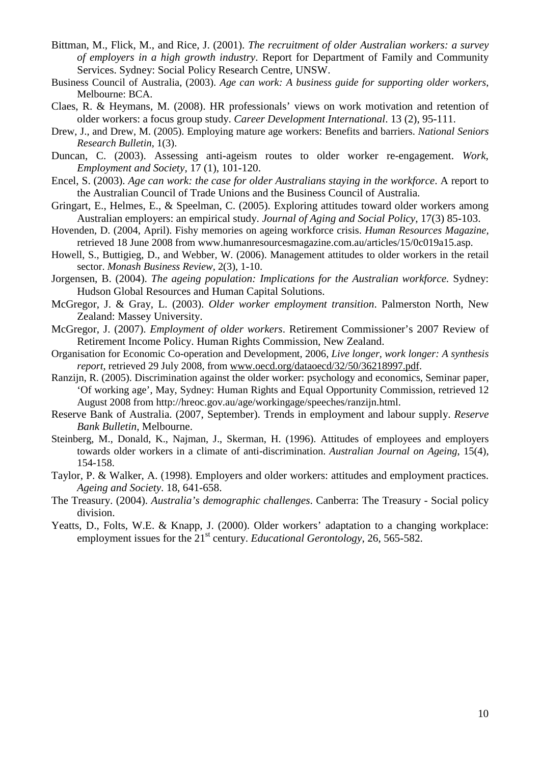Bittman, M., Flick, M., and Rice, J. (2001). *The recruitment of older Australian workers: a survey of employers in a high growth industry*. Report for Department of Family and Community Services. Sydney: Social Policy Research Centre, UNSW.

Business Council of Australia, (2003). *Age can work: A business guide for supporting older workers*, Melbourne: BCA.

Claes, R. & Heymans, M. (2008). HR professionals' views on work motivation and retention of older workers: a focus group study. *Career Development International*. 13 (2), 95-111.

Drew, J., and Drew, M. (2005). Employing mature age workers: Benefits and barriers. *National Seniors Research Bulletin*, 1(3).

Duncan, C. (2003). Assessing anti-ageism routes to older worker re-engagement. *Work, Employment and Society*, 17 (1), 101-120.

Encel, S. (2003). *Age can work: the case for older Australians staying in the workforce*. A report to the Australian Council of Trade Unions and the Business Council of Australia.

Gringart, E., Helmes, E., & Speelman, C. (2005). Exploring attitudes toward older workers among Australian employers: an empirical study. *Journal of Aging and Social Policy*, 17(3) 85-103.

Hovenden, D. (2004, April). Fishy memories on ageing workforce crisis. *Human Resources Magazine*, retrieved 18 June 2008 from www.humanresourcesmagazine.com.au/articles/15/0c019a15.asp.

Howell, S., Buttigieg, D., and Webber, W. (2006). Management attitudes to older workers in the retail sector. *Monash Business Review*, 2(3), 1-10.

Jorgensen, B. (2004). *The ageing population: Implications for the Australian workforce*. Sydney: Hudson Global Resources and Human Capital Solutions.

McGregor, J. & Gray, L. (2003). *Older worker employment transition*. Palmerston North, New Zealand: Massey University.

McGregor, J. (2007). *Employment of older workers*. Retirement Commissioner's 2007 Review of Retirement Income Policy. Human Rights Commission, New Zealand.

Organisation for Economic Co-operation and Development, 2006, *Live longer, work longer: A synthesis report*, retrieved 29 July 2008, from www.oecd.org/dataoecd/32/50/36218997.pdf.

Ranzijn, R. (2005). Discrimination against the older worker: psychology and economics, Seminar paper, 'Of working age', May, Sydney: Human Rights and Equal Opportunity Commission, retrieved 12 August 2008 from http://hreoc.gov.au/age/workingage/speeches/ranzijn.html.

Reserve Bank of Australia. (2007, September). Trends in employment and labour supply. *Reserve Bank Bulletin*, Melbourne.

Steinberg, M., Donald, K., Najman, J., Skerman, H. (1996). Attitudes of employees and employers towards older workers in a climate of anti-discrimination. *Australian Journal on Ageing*, 15(4), 154-158.

Taylor, P. & Walker, A. (1998). Employers and older workers: attitudes and employment practices. *Ageing and Society*. 18, 641-658.

The Treasury. (2004). *Australia's demographic challenges*. Canberra: The Treasury - Social policy division.

Yeatts, D., Folts, W.E. & Knapp, J. (2000). Older workers' adaptation to a changing workplace: employment issues for the 21st century. *Educational Gerontology*, 26, 565-582.